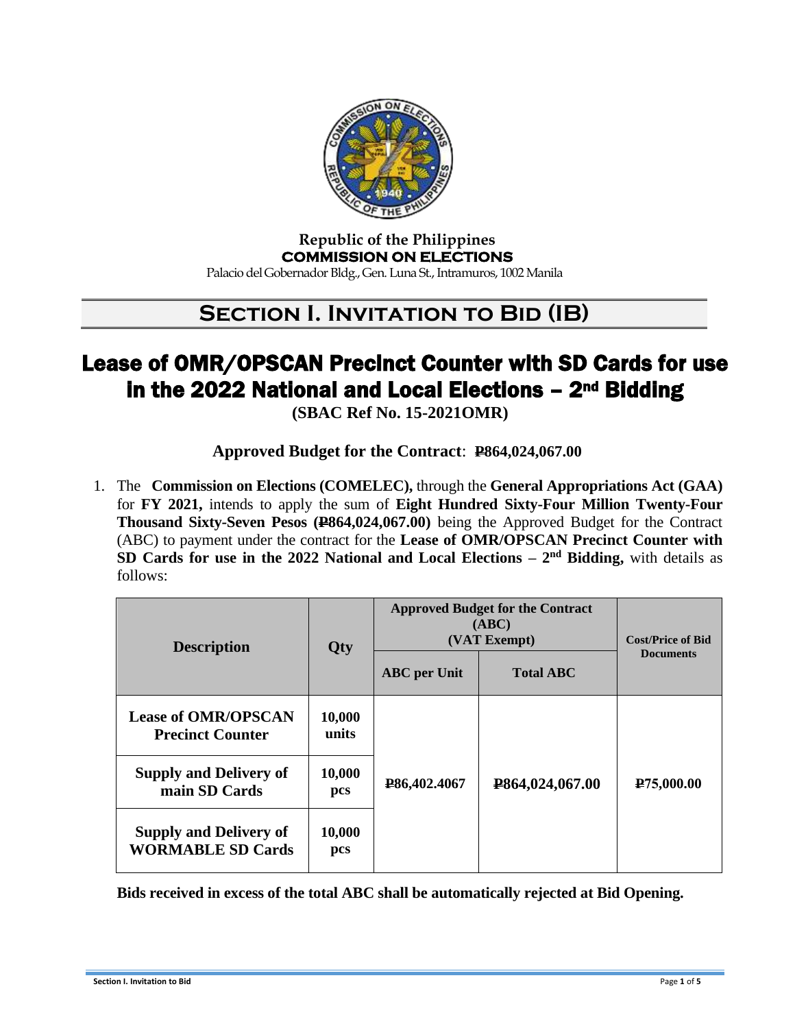Republic of the Philippines
**COMMISSION ON ELECTIONS**
Palacio del Gobernador Bldg., Gen. Luna St., Intramuros, 1002 Manila

# Section I. Invitation to Bid (IB)

# Lease of OMR/OPSCAN Precinct Counter with SD Cards for use in the 2022 National and Local Elections – 2nd Bidding

**(SBAC Ref No. 15-2021OMR)**

**Approved Budget for the Contract**: **₱864,024,067.00**

1. The **Commission on Elections (COMELEC),** through the **General Appropriations Act (GAA)** for **FY 2021,** intends to apply the sum of **Eight Hundred Sixty-Four Million Twenty-Four Thousand Sixty-Seven Pesos (₱864,024,067.00)** being the Approved Budget for the Contract (ABC) to payment under the contract for the **Lease of OMR/OPSCAN Precinct Counter with SD Cards for use in the 2022 National and Local Elections – 2nd Bidding,** with details as follows:

| Description | Qty | Approved Budget for the Contract (ABC) (VAT Exempt) | | Cost/Price of Bid Documents |
|---|---|---|---|---|
| | | ABC per Unit | Total ABC | |
| **Lease of OMR/OPSCAN Precinct Counter** | **10,000 units** | **₱86,402.4067** | **₱864,024,067.00** | **₱75,000.00** |
| **Supply and Delivery of main SD Cards** | **10,000 pcs** | | | |
| **Supply and Delivery of WORMABLE SD Cards** | **10,000 pcs** | | | |

**Bids received in excess of the total ABC shall be automatically rejected at Bid Opening.**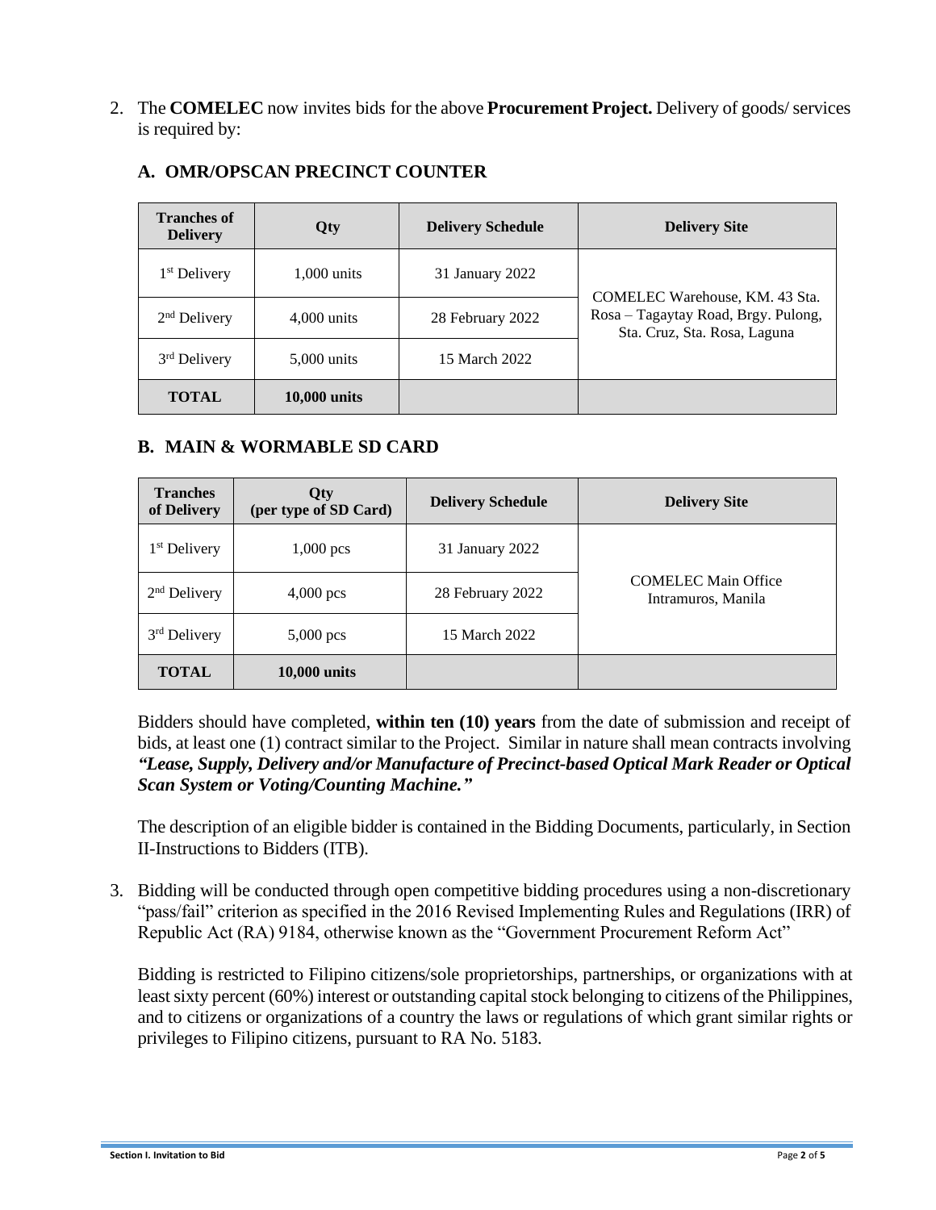2. The **COMELEC** now invites bids for the above **Procurement Project.** Delivery of goods/ services is required by:

### A. OMR/OPSCAN PRECINCT COUNTER

| Tranches of Delivery | Qty | Delivery Schedule | Delivery Site |
|---|---|---|---|
| 1st Delivery | 1,000 units | 31 January 2022 | COMELEC Warehouse, KM. 43 Sta. Rosa – Tagaytay Road, Brgy. Pulong, Sta. Cruz, Sta. Rosa, Laguna |
| 2nd Delivery | 4,000 units | 28 February 2022 | |
| 3rd Delivery | 5,000 units | 15 March 2022 | |
| **TOTAL** | **10,000 units** | | |

### B. MAIN & WORMABLE SD CARD

| Tranches of Delivery | Qty (per type of SD Card) | Delivery Schedule | Delivery Site |
|---|---|---|---|
| 1st Delivery | 1,000 pcs | 31 January 2022 | COMELEC Main Office Intramuros, Manila |
| 2nd Delivery | 4,000 pcs | 28 February 2022 | |
| 3rd Delivery | 5,000 pcs | 15 March 2022 | |
| **TOTAL** | **10,000 units** | | |

Bidders should have completed, **within ten (10) years** from the date of submission and receipt of bids, at least one (1) contract similar to the Project. Similar in nature shall mean contracts involving ***"Lease, Supply, Delivery and/or Manufacture of Precinct-based Optical Mark Reader or Optical Scan System or Voting/Counting Machine."***

The description of an eligible bidder is contained in the Bidding Documents, particularly, in Section II-Instructions to Bidders (ITB).

3. Bidding will be conducted through open competitive bidding procedures using a non-discretionary "pass/fail" criterion as specified in the 2016 Revised Implementing Rules and Regulations (IRR) of Republic Act (RA) 9184, otherwise known as the "Government Procurement Reform Act"

Bidding is restricted to Filipino citizens/sole proprietorships, partnerships, or organizations with at least sixty percent (60%) interest or outstanding capital stock belonging to citizens of the Philippines, and to citizens or organizations of a country the laws or regulations of which grant similar rights or privileges to Filipino citizens, pursuant to RA No. 5183.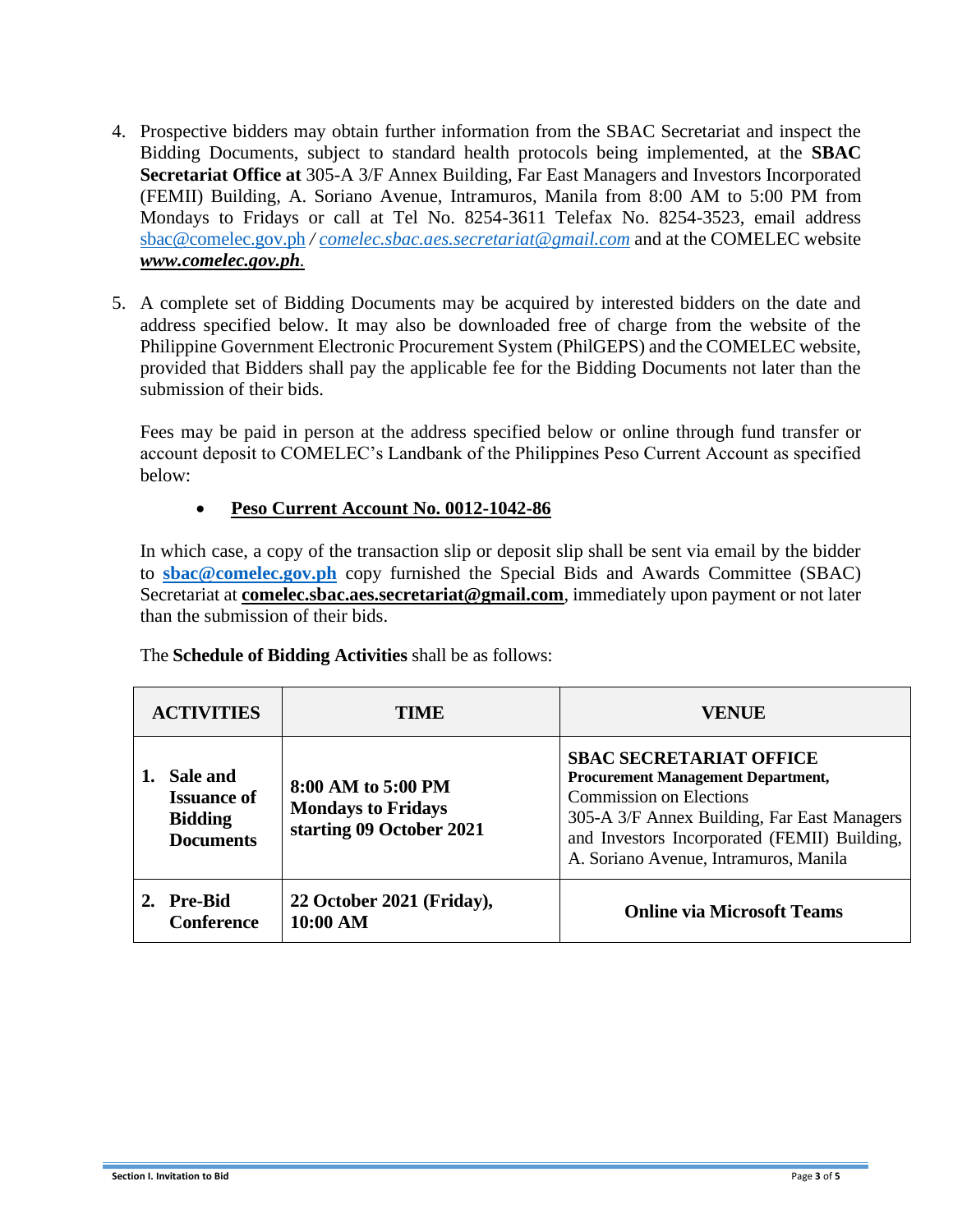4. Prospective bidders may obtain further information from the SBAC Secretariat and inspect the Bidding Documents, subject to standard health protocols being implemented, at the **SBAC Secretariat Office at** 305-A 3/F Annex Building, Far East Managers and Investors Incorporated (FEMII) Building, A. Soriano Avenue, Intramuros, Manila from 8:00 AM to 5:00 PM from Mondays to Fridays or call at Tel No. 8254-3611 Telefax No. 8254-3523, email address sbac@comelec.gov.ph */ comelec.sbac.aes.secretariat@gmail.com* and at the COMELEC website ***www.comelec.gov.ph***.

5. A complete set of Bidding Documents may be acquired by interested bidders on the date and address specified below. It may also be downloaded free of charge from the website of the Philippine Government Electronic Procurement System (PhilGEPS) and the COMELEC website, provided that Bidders shall pay the applicable fee for the Bidding Documents not later than the submission of their bids.

   Fees may be paid in person at the address specified below or online through fund transfer or account deposit to COMELEC's Landbank of the Philippines Peso Current Account as specified below:

   - **Peso Current Account No. 0012-1042-86**

   In which case, a copy of the transaction slip or deposit slip shall be sent via email by the bidder to **sbac@comelec.gov.ph** copy furnished the Special Bids and Awards Committee (SBAC) Secretariat at **comelec.sbac.aes.secretariat@gmail.com**, immediately upon payment or not later than the submission of their bids.

   The **Schedule of Bidding Activities** shall be as follows:

| ACTIVITIES | TIME | VENUE |
|---|---|---|
| **1. Sale and Issuance of Bidding Documents** | **8:00 AM to 5:00 PM Mondays to Fridays starting 09 October 2021** | **SBAC SECRETARIAT OFFICE** **Procurement Management Department,** Commission on Elections 305-A 3/F Annex Building, Far East Managers and Investors Incorporated (FEMII) Building, A. Soriano Avenue, Intramuros, Manila |
| **2. Pre-Bid Conference** | **22 October 2021 (Friday), 10:00 AM** | **Online via Microsoft Teams** |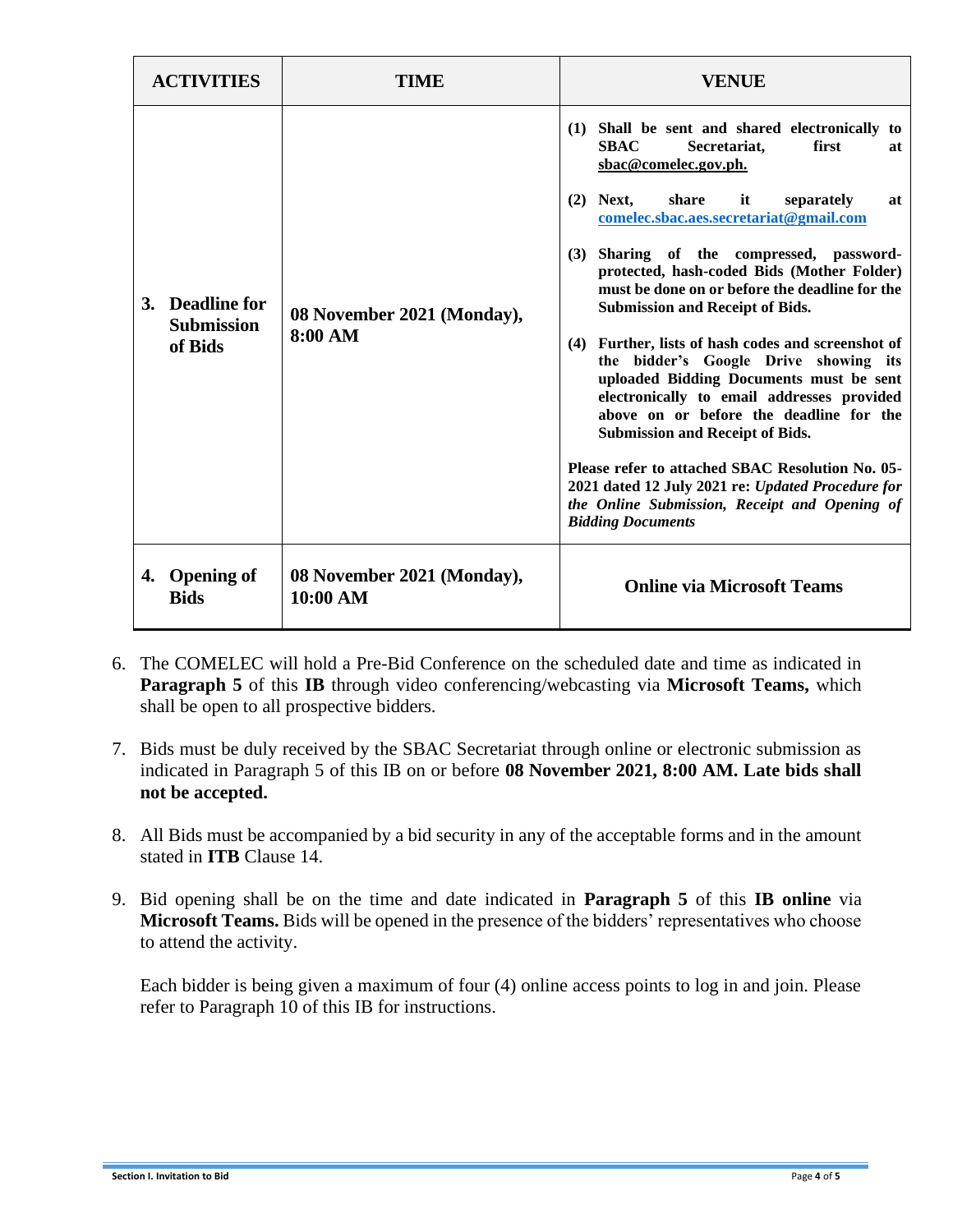| ACTIVITIES | TIME | VENUE |
|---|---|---|
| **3. Deadline for Submission of Bids** | **08 November 2021 (Monday), 8:00 AM** | **(1) Shall be sent and shared electronically to SBAC Secretariat, first at sbac@comelec.gov.ph.** <br><br> **(2) Next, share it separately at comelec.sbac.aes.secretariat@gmail.com** <br><br> **(3) Sharing of the compressed, password-protected, hash-coded Bids (Mother Folder) must be done on or before the deadline for the Submission and Receipt of Bids.** <br><br> **(4) Further, lists of hash codes and screenshot of the bidder's Google Drive showing its uploaded Bidding Documents must be sent electronically to email addresses provided above on or before the deadline for the Submission and Receipt of Bids.** <br><br> **Please refer to attached SBAC Resolution No. 05-2021 dated 12 July 2021 re:** ***Updated Procedure for the Online Submission, Receipt and Opening of Bidding Documents*** |
| **4. Opening of Bids** | **08 November 2021 (Monday), 10:00 AM** | **Online via Microsoft Teams** |

6. The COMELEC will hold a Pre-Bid Conference on the scheduled date and time as indicated in **Paragraph 5** of this **IB** through video conferencing/webcasting via **Microsoft Teams,** which shall be open to all prospective bidders.

7. Bids must be duly received by the SBAC Secretariat through online or electronic submission as indicated in Paragraph 5 of this IB on or before **08 November 2021, 8:00 AM. Late bids shall not be accepted.**

8. All Bids must be accompanied by a bid security in any of the acceptable forms and in the amount stated in **ITB** Clause 14.

9. Bid opening shall be on the time and date indicated in **Paragraph 5** of this **IB online** via **Microsoft Teams.** Bids will be opened in the presence of the bidders' representatives who choose to attend the activity.

   Each bidder is being given a maximum of four (4) online access points to log in and join. Please refer to Paragraph 10 of this IB for instructions.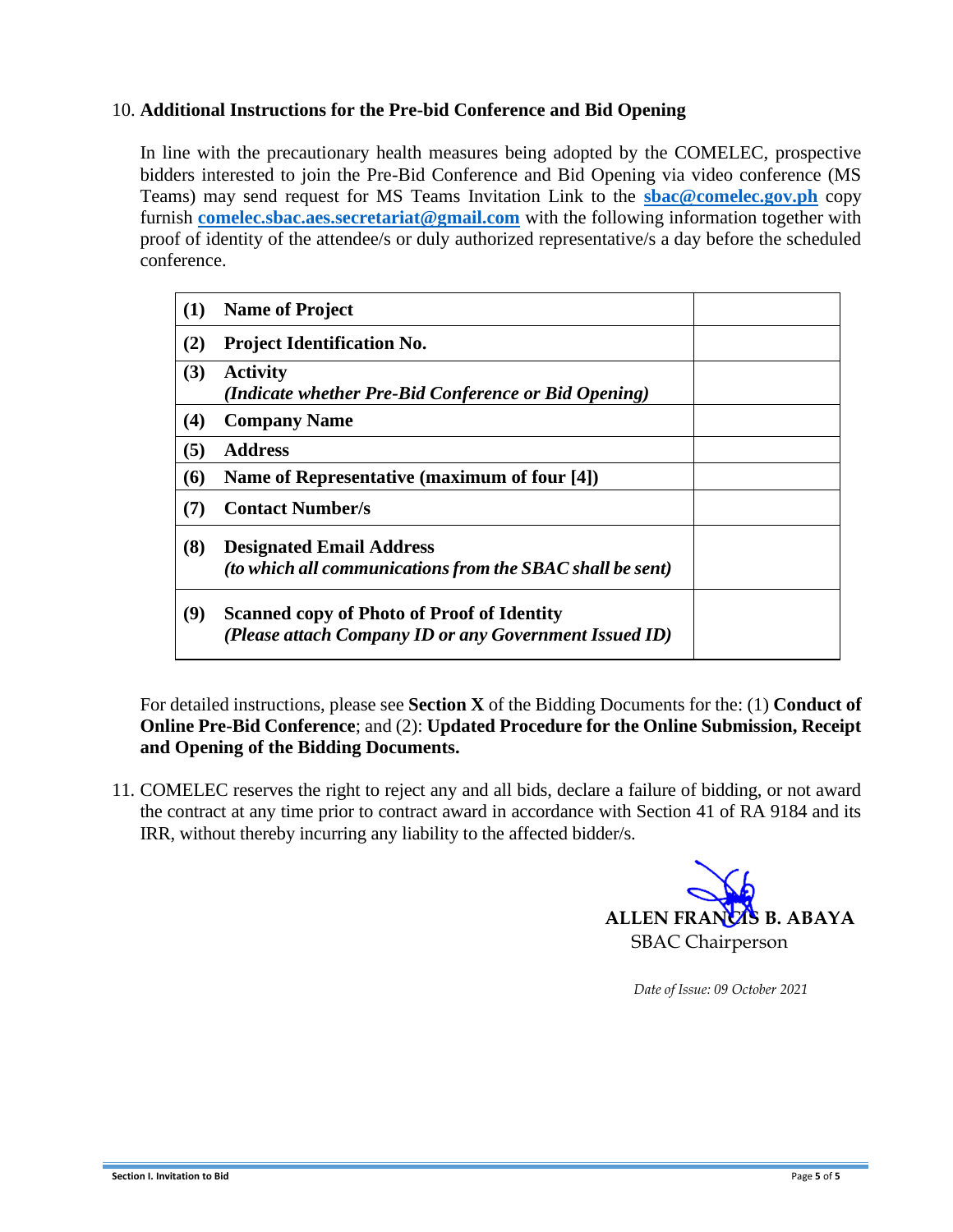10. **Additional Instructions for the Pre-bid Conference and Bid Opening**

In line with the precautionary health measures being adopted by the COMELEC, prospective bidders interested to join the Pre-Bid Conference and Bid Opening via video conference (MS Teams) may send request for MS Teams Invitation Link to the **sbac@comelec.gov.ph** copy furnish **comelec.sbac.aes.secretariat@gmail.com** with the following information together with proof of identity of the attendee/s or duly authorized representative/s a day before the scheduled conference.

| | | |
|---|---|---|
| **(1)** | **Name of Project** | |
| **(2)** | **Project Identification No.** | |
| **(3)** | **Activity** *(Indicate whether Pre-Bid Conference or Bid Opening)* | |
| **(4)** | **Company Name** | |
| **(5)** | **Address** | |
| **(6)** | **Name of Representative (maximum of four [4])** | |
| **(7)** | **Contact Number/s** | |
| **(8)** | **Designated Email Address** *(to which all communications from the SBAC shall be sent)* | |
| **(9)** | **Scanned copy of Photo of Proof of Identity** *(Please attach Company ID or any Government Issued ID)* | |

For detailed instructions, please see **Section X** of the Bidding Documents for the: (1) **Conduct of Online Pre-Bid Conference**; and (2): **Updated Procedure for the Online Submission, Receipt and Opening of the Bidding Documents.**

11. COMELEC reserves the right to reject any and all bids, declare a failure of bidding, or not award the contract at any time prior to contract award in accordance with Section 41 of RA 9184 and its IRR, without thereby incurring any liability to the affected bidder/s.

**ALLEN FRANCIS B. ABAYA**
SBAC Chairperson

*Date of Issue: 09 October 2021*